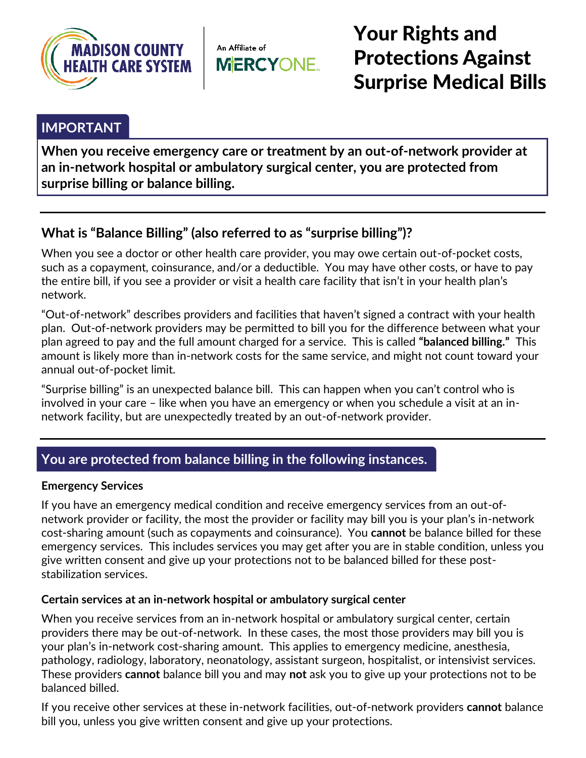# Your Rights and Protections Against Surprise Medical Bills

## IMPORTANT

**When you receive emergency care or treatment by an out-of-network provider at an in-network hospital or ambulatory surgical center, you are protected from surprise billing or balance billing.**

---

## What is "Balance Billing" (also referred to as "surprise billing")?

When you see a doctor or other health care provider, you may owe certain out-of-pocket costs, such as a copayment, coinsurance, and/or a deductible. You may have other costs, or have to pay the entire bill, if you see a provider or visit a health care facility that isn't in your health plan's network.

"Out-of-network" describes providers and facilities that haven't signed a contract with your health plan. Out-of-network providers may be permitted to bill you for the difference between what your plan agreed to pay and the full amount charged for a service. This is called **"balanced billing."** This amount is likely more than in-network costs for the same service, and might not count toward your annual out-of-pocket limit.

"Surprise billing" is an unexpected balance bill. This can happen when you can't control who is involved in your care – like when you have an emergency or when you schedule a visit at an in-network facility, but are unexpectedly treated by an out-of-network provider.

---

## You are protected from balance billing in the following instances.

### Emergency Services

If you have an emergency medical condition and receive emergency services from an out-of-network provider or facility, the most the provider or facility may bill you is your plan's in-network cost-sharing amount (such as copayments and coinsurance). You **cannot** be balance billed for these emergency services. This includes services you may get after you are in stable condition, unless you give written consent and give up your protections not to be balanced billed for these post-stabilization services.

### Certain services at an in-network hospital or ambulatory surgical center

When you receive services from an in-network hospital or ambulatory surgical center, certain providers there may be out-of-network. In these cases, the most those providers may bill you is your plan's in-network cost-sharing amount. This applies to emergency medicine, anesthesia, pathology, radiology, laboratory, neonatology, assistant surgeon, hospitalist, or intensivist services. These providers **cannot** balance bill you and may **not** ask you to give up your protections not to be balanced billed.

If you receive other services at these in-network facilities, out-of-network providers **cannot** balance bill you, unless you give written consent and give up your protections.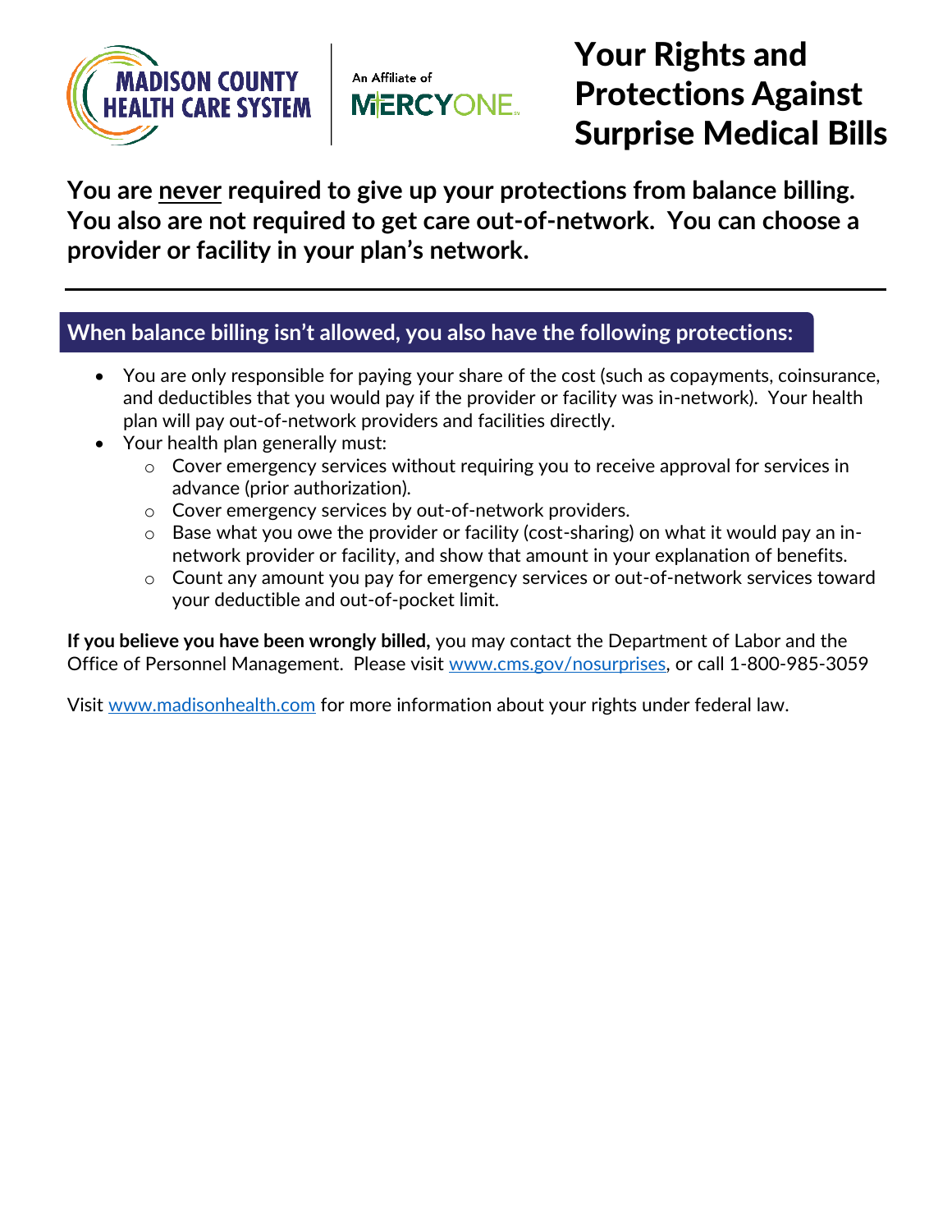# Your Rights and Protections Against Surprise Medical Bills

**You are never required to give up your protections from balance billing. You also are not required to get care out-of-network. You can choose a provider or facility in your plan's network.**

---

## When balance billing isn't allowed, you also have the following protections:

- You are only responsible for paying your share of the cost (such as copayments, coinsurance, and deductibles that you would pay if the provider or facility was in-network). Your health plan will pay out-of-network providers and facilities directly.
- Your health plan generally must:
  - Cover emergency services without requiring you to receive approval for services in advance (prior authorization).
  - Cover emergency services by out-of-network providers.
  - Base what you owe the provider or facility (cost-sharing) on what it would pay an in-network provider or facility, and show that amount in your explanation of benefits.
  - Count any amount you pay for emergency services or out-of-network services toward your deductible and out-of-pocket limit.

**If you believe you have been wrongly billed,** you may contact the Department of Labor and the Office of Personnel Management. Please visit www.cms.gov/nosurprises, or call 1-800-985-3059

Visit www.madisonhealth.com for more information about your rights under federal law.